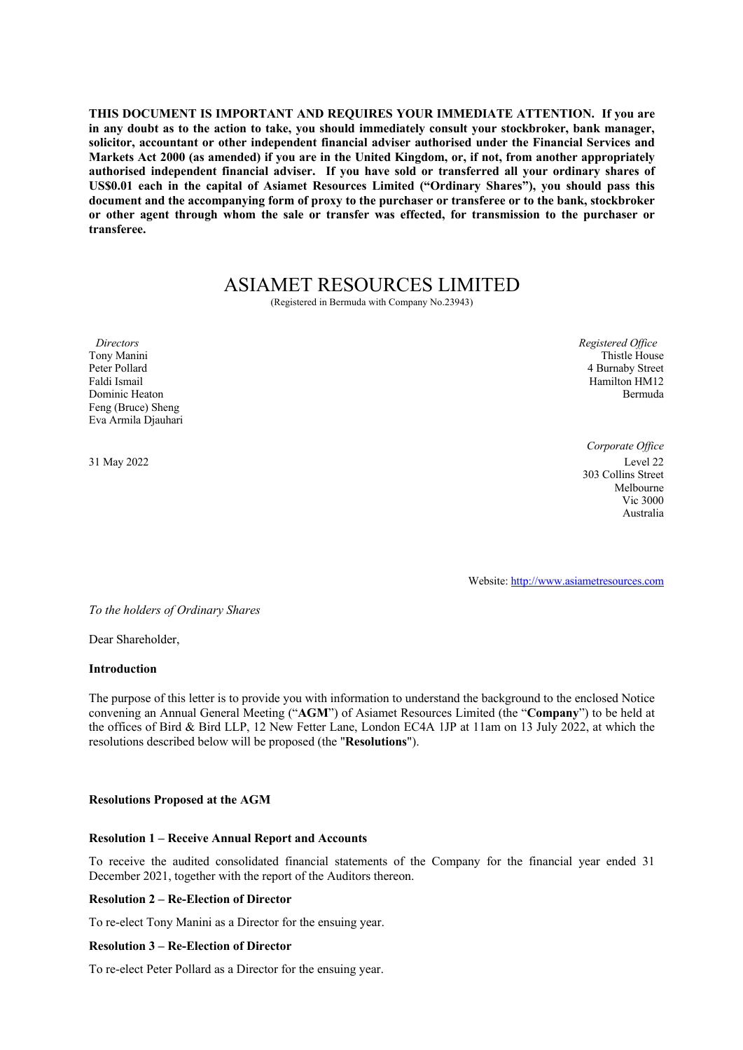**THIS DOCUMENT IS IMPORTANT AND REQUIRES YOUR IMMEDIATE ATTENTION. If you are in any doubt as to the action to take, you should immediately consult your stockbroker, bank manager, solicitor, accountant or other independent financial adviser authorised under the Financial Services and Markets Act 2000 (as amended) if you are in the United Kingdom, or, if not, from another appropriately authorised independent financial adviser. If you have sold or transferred all your ordinary shares of US$0.01 each in the capital of Asiamet Resources Limited ("Ordinary Shares"), you should pass this document and the accompanying form of proxy to the purchaser or transferee or to the bank, stockbroker or other agent through whom the sale or transfer was effected, for transmission to the purchaser or transferee.**

# ASIAMET RESOURCES LIMITED

(Registered in Bermuda with Company No.23943)

*Directors*
Tony Manini
Peter Pollard
Faldi Ismail
Dominic Heaton
Feng (Bruce) Sheng
Eva Armila Djauhari

*Registered Office*
Thistle House
4 Burnaby Street
Hamilton HM12
Bermuda

*Corporate Office*
Level 22
303 Collins Street
Melbourne
Vic 3000
Australia

31 May 2022

Website: http://www.asiametresources.com

*To the holders of Ordinary Shares*

Dear Shareholder,

**Introduction**

The purpose of this letter is to provide you with information to understand the background to the enclosed Notice convening an Annual General Meeting ("**AGM**") of Asiamet Resources Limited (the "**Company**") to be held at the offices of Bird & Bird LLP, 12 New Fetter Lane, London EC4A 1JP at 11am on 13 July 2022, at which the resolutions described below will be proposed (the "**Resolutions**").

**Resolutions Proposed at the AGM**

**Resolution 1 – Receive Annual Report and Accounts**

To receive the audited consolidated financial statements of the Company for the financial year ended 31 December 2021, together with the report of the Auditors thereon.

**Resolution 2 – Re-Election of Director**

To re-elect Tony Manini as a Director for the ensuing year.

**Resolution 3 – Re-Election of Director**

To re-elect Peter Pollard as a Director for the ensuing year.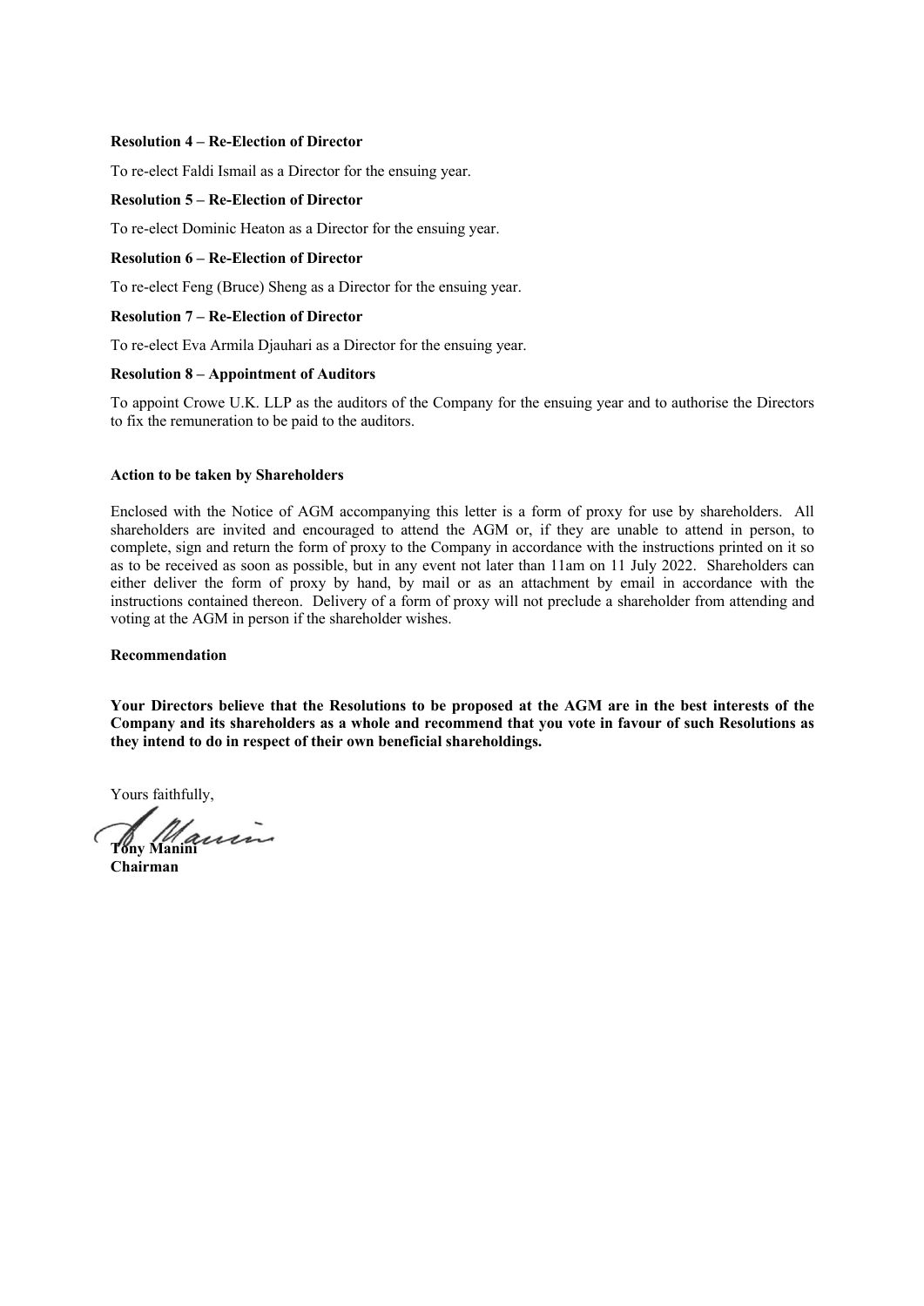**Resolution 4 – Re-Election of Director**

To re-elect Faldi Ismail as a Director for the ensuing year.

**Resolution 5 – Re-Election of Director**

To re-elect Dominic Heaton as a Director for the ensuing year.

**Resolution 6 – Re-Election of Director**

To re-elect Feng (Bruce) Sheng as a Director for the ensuing year.

**Resolution 7 – Re-Election of Director**

To re-elect Eva Armila Djauhari as a Director for the ensuing year.

**Resolution 8 – Appointment of Auditors**

To appoint Crowe U.K. LLP as the auditors of the Company for the ensuing year and to authorise the Directors to fix the remuneration to be paid to the auditors.

**Action to be taken by Shareholders**

Enclosed with the Notice of AGM accompanying this letter is a form of proxy for use by shareholders. All shareholders are invited and encouraged to attend the AGM or, if they are unable to attend in person, to complete, sign and return the form of proxy to the Company in accordance with the instructions printed on it so as to be received as soon as possible, but in any event not later than 11am on 11 July 2022. Shareholders can either deliver the form of proxy by hand, by mail or as an attachment by email in accordance with the instructions contained thereon. Delivery of a form of proxy will not preclude a shareholder from attending and voting at the AGM in person if the shareholder wishes.

**Recommendation**

**Your Directors believe that the Resolutions to be proposed at the AGM are in the best interests of the Company and its shareholders as a whole and recommend that you vote in favour of such Resolutions as they intend to do in respect of their own beneficial shareholdings.**

Yours faithfully,

**Tony Manini**
**Chairman**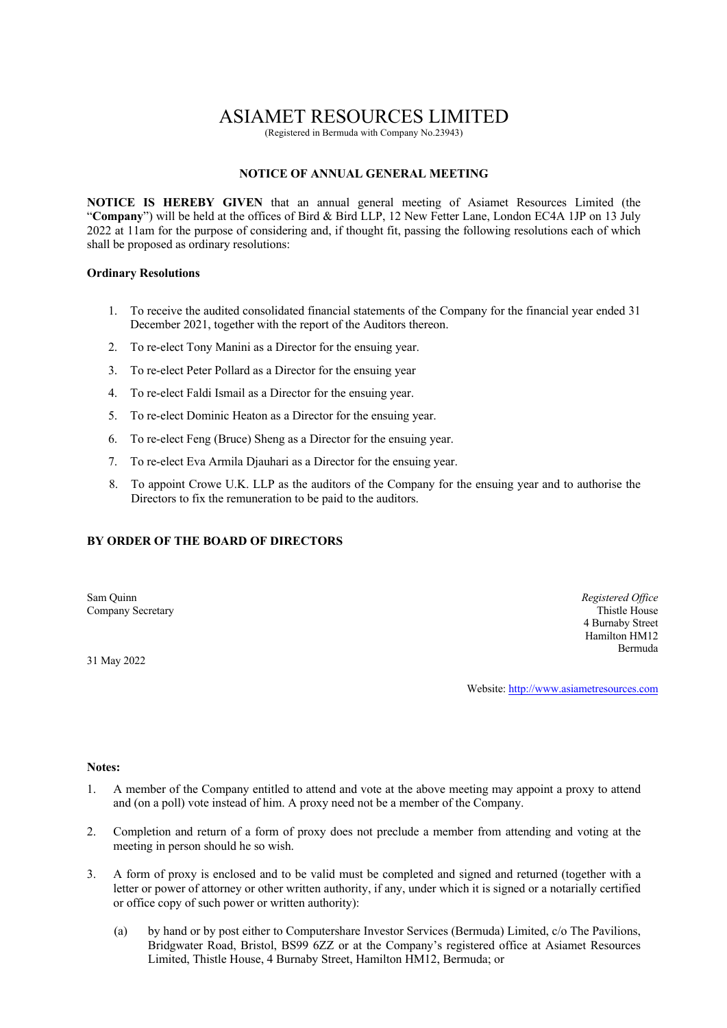# ASIAMET RESOURCES LIMITED

(Registered in Bermuda with Company No.23943)

## NOTICE OF ANNUAL GENERAL MEETING

**NOTICE IS HEREBY GIVEN** that an annual general meeting of Asiamet Resources Limited (the "**Company**") will be held at the offices of Bird & Bird LLP, 12 New Fetter Lane, London EC4A 1JP on 13 July 2022 at 11am for the purpose of considering and, if thought fit, passing the following resolutions each of which shall be proposed as ordinary resolutions:

### Ordinary Resolutions

1. To receive the audited consolidated financial statements of the Company for the financial year ended 31 December 2021, together with the report of the Auditors thereon.
2. To re-elect Tony Manini as a Director for the ensuing year.
3. To re-elect Peter Pollard as a Director for the ensuing year
4. To re-elect Faldi Ismail as a Director for the ensuing year.
5. To re-elect Dominic Heaton as a Director for the ensuing year.
6. To re-elect Feng (Bruce) Sheng as a Director for the ensuing year.
7. To re-elect Eva Armila Djauhari as a Director for the ensuing year.
8. To appoint Crowe U.K. LLP as the auditors of the Company for the ensuing year and to authorise the Directors to fix the remuneration to be paid to the auditors.

**BY ORDER OF THE BOARD OF DIRECTORS**

Sam Quinn
Company Secretary

31 May 2022

*Registered Office*
Thistle House
4 Burnaby Street
Hamilton HM12
Bermuda

Website: http://www.asiametresources.com

**Notes:**

1. A member of the Company entitled to attend and vote at the above meeting may appoint a proxy to attend and (on a poll) vote instead of him. A proxy need not be a member of the Company.
2. Completion and return of a form of proxy does not preclude a member from attending and voting at the meeting in person should he so wish.
3. A form of proxy is enclosed and to be valid must be completed and signed and returned (together with a letter or power of attorney or other written authority, if any, under which it is signed or a notarially certified or office copy of such power or written authority):

   (a) by hand or by post either to Computershare Investor Services (Bermuda) Limited, c/o The Pavilions, Bridgwater Road, Bristol, BS99 6ZZ or at the Company's registered office at Asiamet Resources Limited, Thistle House, 4 Burnaby Street, Hamilton HM12, Bermuda; or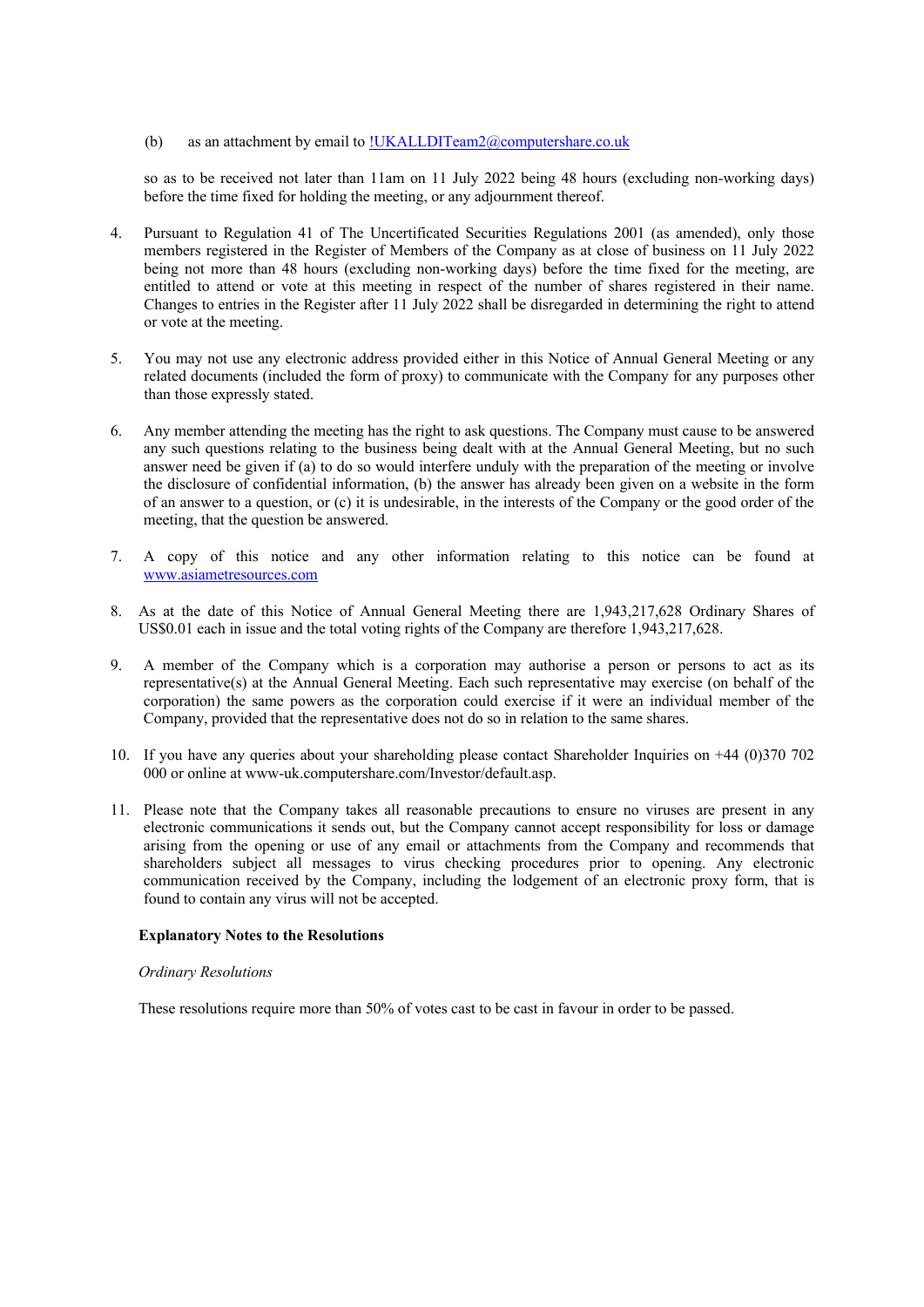(b) as an attachment by email to !UKALLDITeam2@computershare.co.uk

so as to be received not later than 11am on 11 July 2022 being 48 hours (excluding non-working days) before the time fixed for holding the meeting, or any adjournment thereof.

4. Pursuant to Regulation 41 of The Uncertificated Securities Regulations 2001 (as amended), only those members registered in the Register of Members of the Company as at close of business on 11 July 2022 being not more than 48 hours (excluding non-working days) before the time fixed for the meeting, are entitled to attend or vote at this meeting in respect of the number of shares registered in their name. Changes to entries in the Register after 11 July 2022 shall be disregarded in determining the right to attend or vote at the meeting.

5. You may not use any electronic address provided either in this Notice of Annual General Meeting or any related documents (included the form of proxy) to communicate with the Company for any purposes other than those expressly stated.

6. Any member attending the meeting has the right to ask questions. The Company must cause to be answered any such questions relating to the business being dealt with at the Annual General Meeting, but no such answer need be given if (a) to do so would interfere unduly with the preparation of the meeting or involve the disclosure of confidential information, (b) the answer has already been given on a website in the form of an answer to a question, or (c) it is undesirable, in the interests of the Company or the good order of the meeting, that the question be answered.

7. A copy of this notice and any other information relating to this notice can be found at www.asiametresources.com

8. As at the date of this Notice of Annual General Meeting there are 1,943,217,628 Ordinary Shares of US$0.01 each in issue and the total voting rights of the Company are therefore 1,943,217,628.

9. A member of the Company which is a corporation may authorise a person or persons to act as its representative(s) at the Annual General Meeting. Each such representative may exercise (on behalf of the corporation) the same powers as the corporation could exercise if it were an individual member of the Company, provided that the representative does not do so in relation to the same shares.

10. If you have any queries about your shareholding please contact Shareholder Inquiries on +44 (0)370 702 000 or online at www-uk.computershare.com/Investor/default.asp.

11. Please note that the Company takes all reasonable precautions to ensure no viruses are present in any electronic communications it sends out, but the Company cannot accept responsibility for loss or damage arising from the opening or use of any email or attachments from the Company and recommends that shareholders subject all messages to virus checking procedures prior to opening. Any electronic communication received by the Company, including the lodgement of an electronic proxy form, that is found to contain any virus will not be accepted.

**Explanatory Notes to the Resolutions**

*Ordinary Resolutions*

These resolutions require more than 50% of votes cast to be cast in favour in order to be passed.